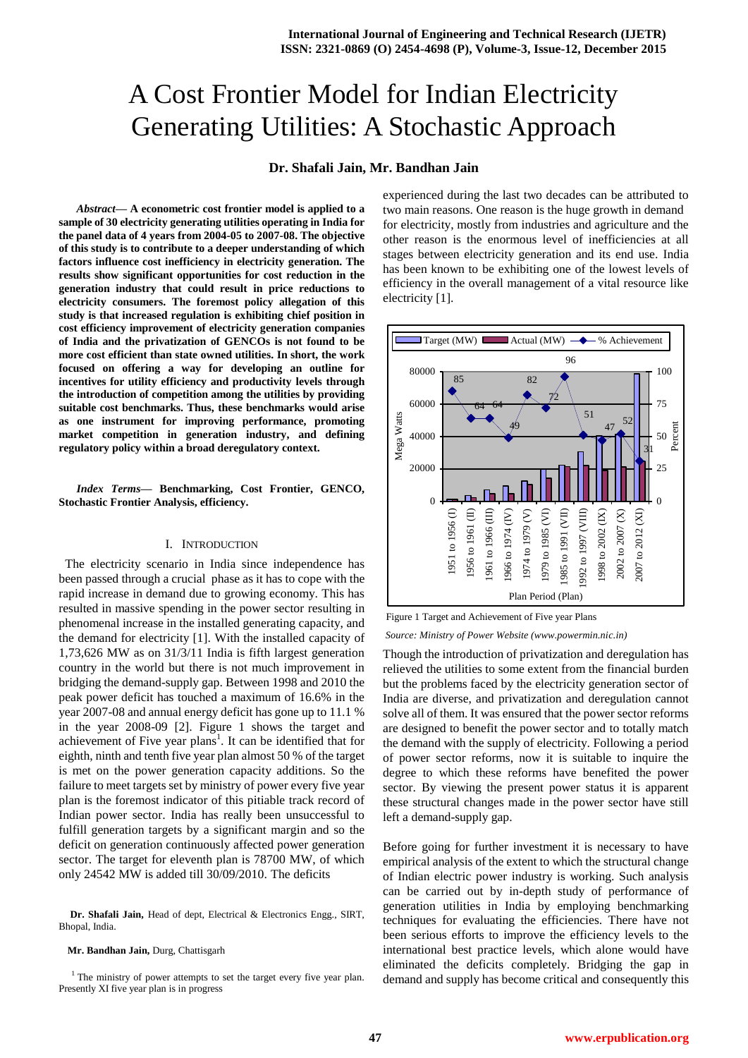# A Cost Frontier Model for Indian Electricity Generating Utilities: A Stochastic Approach

**Dr. Shafali Jain, Mr. Bandhan Jain**

***Abstract*— A econometric cost frontier model is applied to a sample of 30 electricity generating utilities operating in India for the panel data of 4 years from 2004-05 to 2007-08. The objective of this study is to contribute to a deeper understanding of which factors influence cost inefficiency in electricity generation. The results show significant opportunities for cost reduction in the generation industry that could result in price reductions to electricity consumers. The foremost policy allegation of this study is that increased regulation is exhibiting chief position in cost efficiency improvement of electricity generation companies of India and the privatization of GENCOs is not found to be more cost efficient than state owned utilities. In short, the work focused on offering a way for developing an outline for incentives for utility efficiency and productivity levels through the introduction of competition among the utilities by providing suitable cost benchmarks. Thus, these benchmarks would arise as one instrument for improving performance, promoting market competition in generation industry, and defining regulatory policy within a broad deregulatory context.**

***Index Terms*— Benchmarking, Cost Frontier, GENCO, Stochastic Frontier Analysis, efficiency.**

## I. Introduction

The electricity scenario in India since independence has been passed through a crucial phase as it has to cope with the rapid increase in demand due to growing economy. This has resulted in massive spending in the power sector resulting in phenomenal increase in the installed generating capacity, and the demand for electricity [1]. With the installed capacity of 1,73,626 MW as on 31/3/11 India is fifth largest generation country in the world but there is not much improvement in bridging the demand-supply gap. Between 1998 and 2010 the peak power deficit has touched a maximum of 16.6% in the year 2007-08 and annual energy deficit has gone up to 11.1 % in the year 2008-09 [2]. Figure 1 shows the target and achievement of Five year plans[1]. It can be identified that for eighth, ninth and tenth five year plan almost 50 % of the target is met on the power generation capacity additions. So the failure to meet targets set by ministry of power every five year plan is the foremost indicator of this pitiable track record of Indian power sector. India has really been unsuccessful to fulfill generation targets by a significant margin and so the deficit on generation continuously affected power generation sector. The target for eleventh plan is 78700 MW, of which only 24542 MW is added till 30/09/2010. The deficits experienced during the last two decades can be attributed to two main reasons. One reason is the huge growth in demand for electricity, mostly from industries and agriculture and the other reason is the enormous level of inefficiencies at all stages between electricity generation and its end use. India has been known to be exhibiting one of the lowest levels of efficiency in the overall management of a vital resource like electricity [1].

Figure 1 Target and Achievement of Five year Plans

*Source: Ministry of Power Website (www.powermin.nic.in)*

Though the introduction of privatization and deregulation has relieved the utilities to some extent from the financial burden but the problems faced by the electricity generation sector of India are diverse, and privatization and deregulation cannot solve all of them. It was ensured that the power sector reforms are designed to benefit the power sector and to totally match the demand with the supply of electricity. Following a period of power sector reforms, now it is suitable to inquire the degree to which these reforms have benefited the power sector. By viewing the present power status it is apparent these structural changes made in the power sector have still left a demand-supply gap.

Before going for further investment it is necessary to have empirical analysis of the extent to which the structural change of Indian electric power industry is working. Such analysis can be carried out by in-depth study of performance of generation utilities in India by employing benchmarking techniques for evaluating the efficiencies. There have not been serious efforts to improve the efficiency levels to the international best practice levels, which alone would have eliminated the deficits completely. Bridging the gap in demand and supply has become critical and consequently this

---

**Dr. Shafali Jain,** Head of dept, Electrical & Electronics Engg., SIRT, Bhopal, India.

**Mr. Bandhan Jain,** Durg, Chattisgarh

[1] The ministry of power attempts to set the target every five year plan. Presently XI five year plan is in progress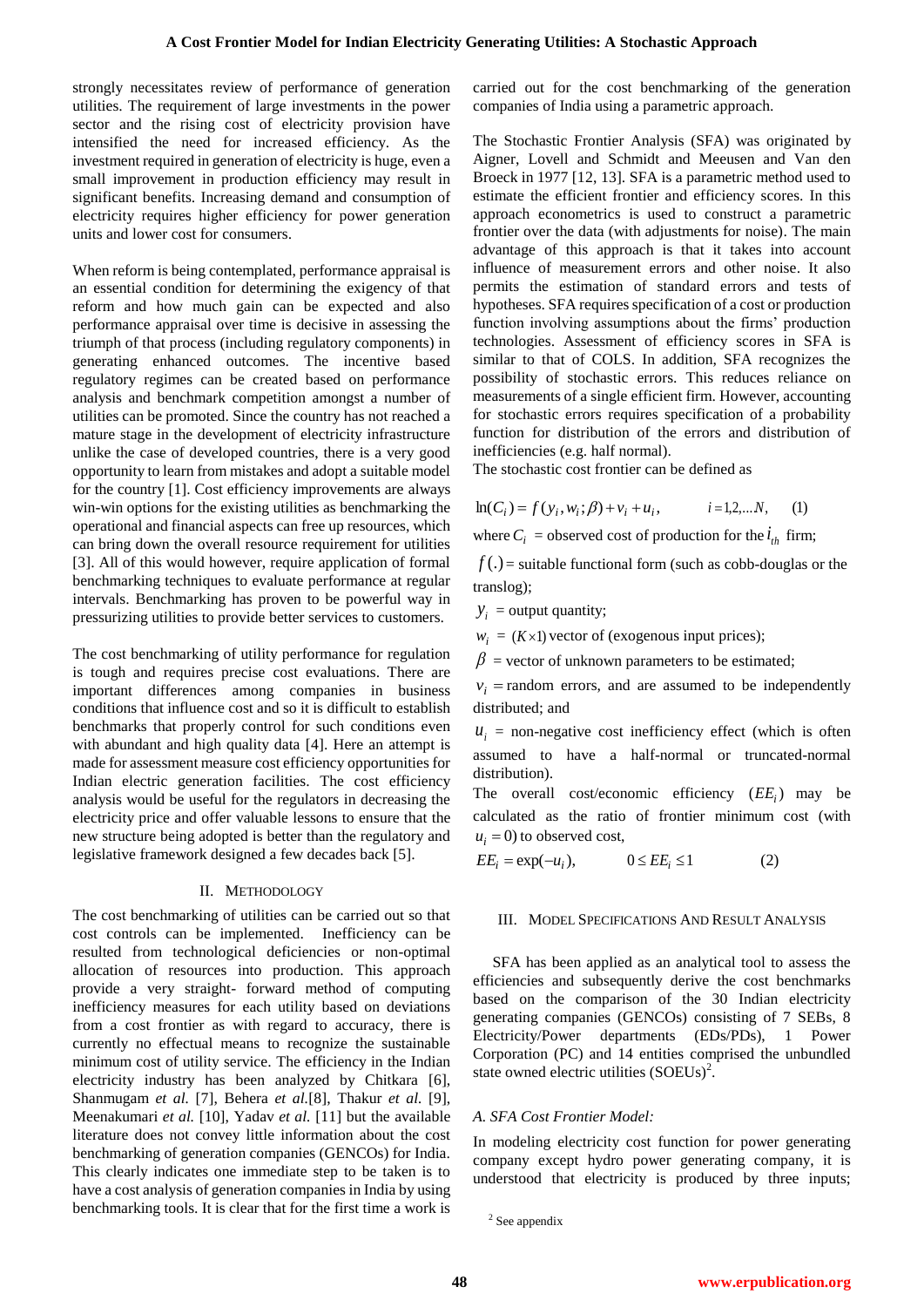strongly necessitates review of performance of generation utilities. The requirement of large investments in the power sector and the rising cost of electricity provision have intensified the need for increased efficiency. As the investment required in generation of electricity is huge, even a small improvement in production efficiency may result in significant benefits. Increasing demand and consumption of electricity requires higher efficiency for power generation units and lower cost for consumers.

When reform is being contemplated, performance appraisal is an essential condition for determining the exigency of that reform and how much gain can be expected and also performance appraisal over time is decisive in assessing the triumph of that process (including regulatory components) in generating enhanced outcomes. The incentive based regulatory regimes can be created based on performance analysis and benchmark competition amongst a number of utilities can be promoted. Since the country has not reached a mature stage in the development of electricity infrastructure unlike the case of developed countries, there is a very good opportunity to learn from mistakes and adopt a suitable model for the country [1]. Cost efficiency improvements are always win-win options for the existing utilities as benchmarking the operational and financial aspects can free up resources, which can bring down the overall resource requirement for utilities [3]. All of this would however, require application of formal benchmarking techniques to evaluate performance at regular intervals. Benchmarking has proven to be powerful way in pressurizing utilities to provide better services to customers.

The cost benchmarking of utility performance for regulation is tough and requires precise cost evaluations. There are important differences among companies in business conditions that influence cost and so it is difficult to establish benchmarks that properly control for such conditions even with abundant and high quality data [4]. Here an attempt is made for assessment measure cost efficiency opportunities for Indian electric generation facilities. The cost efficiency analysis would be useful for the regulators in decreasing the electricity price and offer valuable lessons to ensure that the new structure being adopted is better than the regulatory and legislative framework designed a few decades back [5].

## II. Methodology

The cost benchmarking of utilities can be carried out so that cost controls can be implemented. Inefficiency can be resulted from technological deficiencies or non-optimal allocation of resources into production. This approach provide a very straight- forward method of computing inefficiency measures for each utility based on deviations from a cost frontier as with regard to accuracy, there is currently no effectual means to recognize the sustainable minimum cost of utility service. The efficiency in the Indian electricity industry has been analyzed by Chitkara [6], Shanmugam *et al.* [7], Behera *et al.*[8], Thakur *et al.* [9], Meenakumari *et al.* [10], Yadav *et al.* [11] but the available literature does not convey little information about the cost benchmarking of generation companies (GENCOs) for India. This clearly indicates one immediate step to be taken is to have a cost analysis of generation companies in India by using benchmarking tools. It is clear that for the first time a work is carried out for the cost benchmarking of the generation companies of India using a parametric approach.

The Stochastic Frontier Analysis (SFA) was originated by Aigner, Lovell and Schmidt and Meeusen and Van den Broeck in 1977 [12, 13]. SFA is a parametric method used to estimate the efficient frontier and efficiency scores. In this approach econometrics is used to construct a parametric frontier over the data (with adjustments for noise). The main advantage of this approach is that it takes into account influence of measurement errors and other noise. It also permits the estimation of standard errors and tests of hypotheses. SFA requires specification of a cost or production function involving assumptions about the firms' production technologies. Assessment of efficiency scores in SFA is similar to that of COLS. In addition, SFA recognizes the possibility of stochastic errors. This reduces reliance on measurements of a single efficient firm. However, accounting for stochastic errors requires specification of a probability function for distribution of the errors and distribution of inefficiencies (e.g. half normal).

The stochastic cost frontier can be defined as

$$\ln(C_i) = f(y_i, w_i; \beta) + v_i + u_i, \qquad i = 1,2,...N, \qquad (1)$$

where $C_i$ = observed cost of production for the $i_{th}$ firm;

$f(.)$ = suitable functional form (such as cobb-douglas or the translog);

$y_i$ = output quantity;

$w_i$ = $(K \times 1)$ vector of (exogenous input prices);

$\beta$ = vector of unknown parameters to be estimated;

$v_i$ = random errors, and are assumed to be independently distributed; and

$u_i$ = non-negative cost inefficiency effect (which is often assumed to have a half-normal or truncated-normal distribution).

The overall cost/economic efficiency $(EE_i)$ may be calculated as the ratio of frontier minimum cost (with $u_i = 0$) to observed cost,

$$EE_i = \exp(-u_i), \qquad 0 \le EE_i \le 1 \qquad (2)$$

## III. Model Specifications And Result Analysis

SFA has been applied as an analytical tool to assess the efficiencies and subsequently derive the cost benchmarks based on the comparison of the 30 Indian electricity generating companies (GENCOs) consisting of 7 SEBs, 8 Electricity/Power departments (EDs/PDs), 1 Power Corporation (PC) and 14 entities comprised the unbundled state owned electric utilities (SOEUs)[2].

### *A. SFA Cost Frontier Model:*

In modeling electricity cost function for power generating company except hydro power generating company, it is understood that electricity is produced by three inputs;

[2] See appendix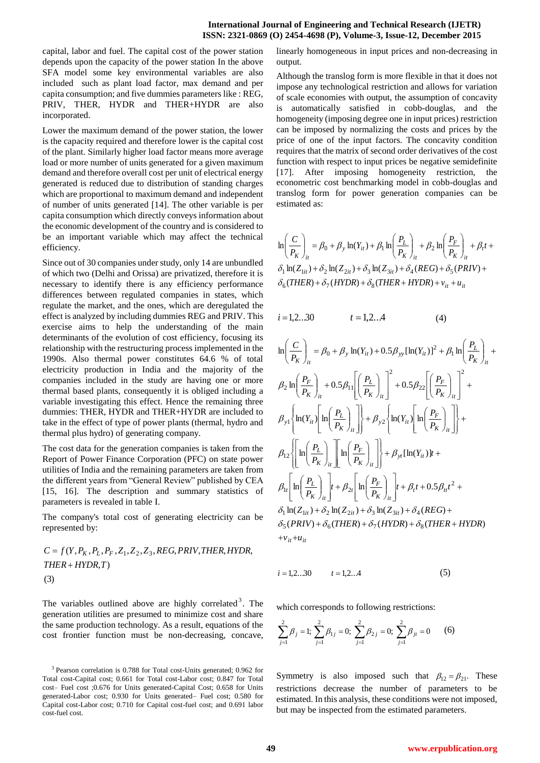capital, labor and fuel. The capital cost of the power station depends upon the capacity of the power station In the above SFA model some key environmental variables are also included such as plant load factor, max demand and per capita consumption; and five dummies parameters like : REG, PRIV, THER, HYDR and THER+HYDR are also incorporated.

Lower the maximum demand of the power station, the lower is the capacity required and therefore lower is the capital cost of the plant. Similarly higher load factor means more average load or more number of units generated for a given maximum demand and therefore overall cost per unit of electrical energy generated is reduced due to distribution of standing charges which are proportional to maximum demand and independent of number of units generated [14]. The other variable is per capita consumption which directly conveys information about the economic development of the country and is considered to be an important variable which may affect the technical efficiency.

Since out of 30 companies under study, only 14 are unbundled of which two (Delhi and Orissa) are privatized, therefore it is necessary to identify there is any efficiency performance differences between regulated companies in states, which regulate the market, and the ones, which are deregulated the effect is analyzed by including dummies REG and PRIV. This exercise aims to help the understanding of the main determinants of the evolution of cost efficiency, focusing its relationship with the restructuring process implemented in the 1990s. Also thermal power constitutes 64.6 % of total electricity production in India and the majority of the companies included in the study are having one or more thermal based plants, consequently it is obliged including a variable investigating this effect. Hence the remaining three dummies: THER, HYDR and THER+HYDR are included to take in the effect of type of power plants (thermal, hydro and thermal plus hydro) of generating company.

The cost data for the generation companies is taken from the Report of Power Finance Corporation (PFC) on state power utilities of India and the remaining parameters are taken from the different years from "General Review" published by CEA [15, 16]. The description and summary statistics of parameters is revealed in table I.

The company's total cost of generating electricity can be represented by:

$$C = f(Y, P_K, P_L, P_F, Z_1, Z_2, Z_3, REG, PRIV, THER, HYDR, THER + HYDR, T) \tag{3}$$

The variables outlined above are highly correlated[3]. The generation utilities are presumed to minimize cost and share the same production technology. As a result, equations of the cost frontier function must be non-decreasing, concave, linearly homogeneous in input prices and non-decreasing in output.

Although the translog form is more flexible in that it does not impose any technological restriction and allows for variation of scale economies with output, the assumption of concavity is automatically satisfied in cobb-douglas, and the homogeneity (imposing degree one in input prices) restriction can be imposed by normalizing the costs and prices by the price of one of the input factors. The concavity condition requires that the matrix of second order derivatives of the cost function with respect to input prices be negative semidefinite [17]. After imposing homogeneity restriction, the econometric cost benchmarking model in cobb-douglas and translog form for power generation companies can be estimated as:

$$\ln\left(\frac{C}{P_K}\right)_{it} = \beta_0 + \beta_y \ln(Y_{it}) + \beta_1 \ln\left(\frac{P_L}{P_K}\right)_{it} + \beta_2 \ln\left(\frac{P_F}{P_K}\right)_{it} + \beta_t t + \delta_1 \ln(Z_{1it}) + \delta_2 \ln(Z_{2it}) + \delta_3 \ln(Z_{3it}) + \delta_4(REG) + \delta_5(PRIV) + \delta_6(THER) + \delta_7(HYDR) + \delta_8(THER + HYDR) + v_{it} + u_{it}$$

$$i = 1,2...30 \qquad t = 1,2...4 \tag{4}$$

$$\begin{aligned}
\ln\left(\frac{C}{P_K}\right)_{it} &= \beta_0 + \beta_y \ln(Y_{it}) + 0.5\beta_{yy}[\ln(Y_{it})]^2 + \beta_1 \ln\left(\frac{P_L}{P_K}\right)_{it} + \\
&\beta_2 \ln\left(\frac{P_F}{P_K}\right)_{it} + 0.5\beta_{11}\left[\left(\frac{P_L}{P_K}\right)_{it}\right]^2 + 0.5\beta_{22}\left[\left(\frac{P_F}{P_K}\right)_{it}\right]^2 + \\
&\beta_{y1}\left\{\ln(Y_{it})\left[\ln\left(\frac{P_L}{P_K}\right)_{it}\right]\right\} + \beta_{y2}\left\{\ln(Y_{it})\left[\ln\left(\frac{P_F}{P_K}\right)_{it}\right]\right\} + \\
&\beta_{12}\left\{\left[\ln\left(\frac{P_L}{P_K}\right)_{it}\right]\left[\ln\left(\frac{P_F}{P_K}\right)_{it}\right]\right\} + \beta_{yt}[\ln(Y_{it})]t + \\
&\beta_{1t}\left[\ln\left(\frac{P_L}{P_K}\right)_{it}\right]t + \beta_{2t}\left[\ln\left(\frac{P_F}{P_K}\right)_{it}\right]t + \beta_t t + 0.5\beta_{tt}t^2 + \\
&\delta_1 \ln(Z_{1it}) + \delta_2 \ln(Z_{2it}) + \delta_3 \ln(Z_{3it}) + \delta_4(REG) + \\
&\delta_5(PRIV) + \delta_6(THER) + \delta_7(HYDR) + \delta_8(THER + HYDR) \\
&+ v_{it} + u_{it}
\end{aligned}$$

$$i = 1,2...30 \qquad t = 1,2...4 \tag{5}$$

which corresponds to following restrictions:

$$\sum_{j=1}^{2}\beta_j = 1;\ \sum_{j=1}^{2}\beta_{1j} = 0;\ \sum_{j=1}^{2}\beta_{2j} = 0;\ \sum_{j=1}^{2}\beta_{jt} = 0 \tag{6}$$

Symmetry is also imposed such that $\beta_{12} = \beta_{21}$. These restrictions decrease the number of parameters to be estimated. In this analysis, these conditions were not imposed, but may be inspected from the estimated parameters.

[3] Pearson correlation is 0.788 for Total cost-Units generated; 0.962 for Total cost-Capital cost; 0.661 for Total cost-Labor cost; 0.847 for Total cost– Fuel cost ;0.676 for Units generated-Capital Cost; 0.658 for Units generated-Labor cost; 0.930 for Units generated– Fuel cost; 0.580 for Capital cost-Labor cost; 0.710 for Capital cost-fuel cost; and 0.691 labor cost-fuel cost.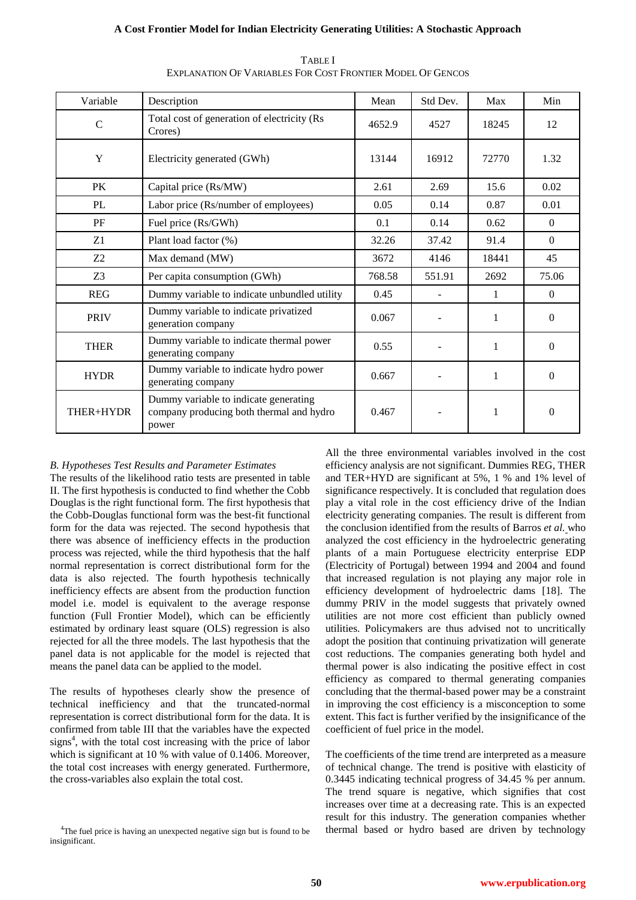TABLE I
EXPLANATION OF VARIABLES FOR COST FRONTIER MODEL OF GENCOS

| Variable | Description | Mean | Std Dev. | Max | Min |
|---|---|---|---|---|---|
| C | Total cost of generation of electricity (Rs Crores) | 4652.9 | 4527 | 18245 | 12 |
| Y | Electricity generated (GWh) | 13144 | 16912 | 72770 | 1.32 |
| PK | Capital price (Rs/MW) | 2.61 | 2.69 | 15.6 | 0.02 |
| PL | Labor price (Rs/number of employees) | 0.05 | 0.14 | 0.87 | 0.01 |
| PF | Fuel price (Rs/GWh) | 0.1 | 0.14 | 0.62 | 0 |
| Z1 | Plant load factor (%) | 32.26 | 37.42 | 91.4 | 0 |
| Z2 | Max demand (MW) | 3672 | 4146 | 18441 | 45 |
| Z3 | Per capita consumption (GWh) | 768.58 | 551.91 | 2692 | 75.06 |
| REG | Dummy variable to indicate unbundled utility | 0.45 | - | 1 | 0 |
| PRIV | Dummy variable to indicate privatized generation company | 0.067 | - | 1 | 0 |
| THER | Dummy variable to indicate thermal power generating company | 0.55 | - | 1 | 0 |
| HYDR | Dummy variable to indicate hydro power generating company | 0.667 | - | 1 | 0 |
| THER+HYDR | Dummy variable to indicate generating company producing both thermal and hydro power | 0.467 | - | 1 | 0 |

### *B. Hypotheses Test Results and Parameter Estimates*

The results of the likelihood ratio tests are presented in table II. The first hypothesis is conducted to find whether the Cobb Douglas is the right functional form. The first hypothesis that the Cobb-Douglas functional form was the best-fit functional form for the data was rejected. The second hypothesis that there was absence of inefficiency effects in the production process was rejected, while the third hypothesis that the half normal representation is correct distributional form for the data is also rejected. The fourth hypothesis technically inefficiency effects are absent from the production function model i.e. model is equivalent to the average response function (Full Frontier Model), which can be efficiently estimated by ordinary least square (OLS) regression is also rejected for all the three models. The last hypothesis that the panel data is not applicable for the model is rejected that means the panel data can be applied to the model.

The results of hypotheses clearly show the presence of technical inefficiency and that the truncated-normal representation is correct distributional form for the data. It is confirmed from table III that the variables have the expected signs[4], with the total cost increasing with the price of labor which is significant at 10 % with value of 0.1406. Moreover, the total cost increases with energy generated. Furthermore, the cross-variables also explain the total cost.

All the three environmental variables involved in the cost efficiency analysis are not significant. Dummies REG, THER and TER+HYD are significant at 5%, 1 % and 1% level of significance respectively. It is concluded that regulation does play a vital role in the cost efficiency drive of the Indian electricity generating companies. The result is different from the conclusion identified from the results of Barros *et al.* who analyzed the cost efficiency in the hydroelectric generating plants of a main Portuguese electricity enterprise EDP (Electricity of Portugal) between 1994 and 2004 and found that increased regulation is not playing any major role in efficiency development of hydroelectric dams [18]. The dummy PRIV in the model suggests that privately owned utilities are not more cost efficient than publicly owned utilities. Policymakers are thus advised not to uncritically adopt the position that continuing privatization will generate cost reductions. The companies generating both hydel and thermal power is also indicating the positive effect in cost efficiency as compared to thermal generating companies concluding that the thermal-based power may be a constraint in improving the cost efficiency is a misconception to some extent. This fact is further verified by the insignificance of the coefficient of fuel price in the model.

The coefficients of the time trend are interpreted as a measure of technical change. The trend is positive with elasticity of 0.3445 indicating technical progress of 34.45 % per annum. The trend square is negative, which signifies that cost increases over time at a decreasing rate. This is an expected result for this industry. The generation companies whether thermal based or hydro based are driven by technology

[4] The fuel price is having an unexpected negative sign but is found to be insignificant.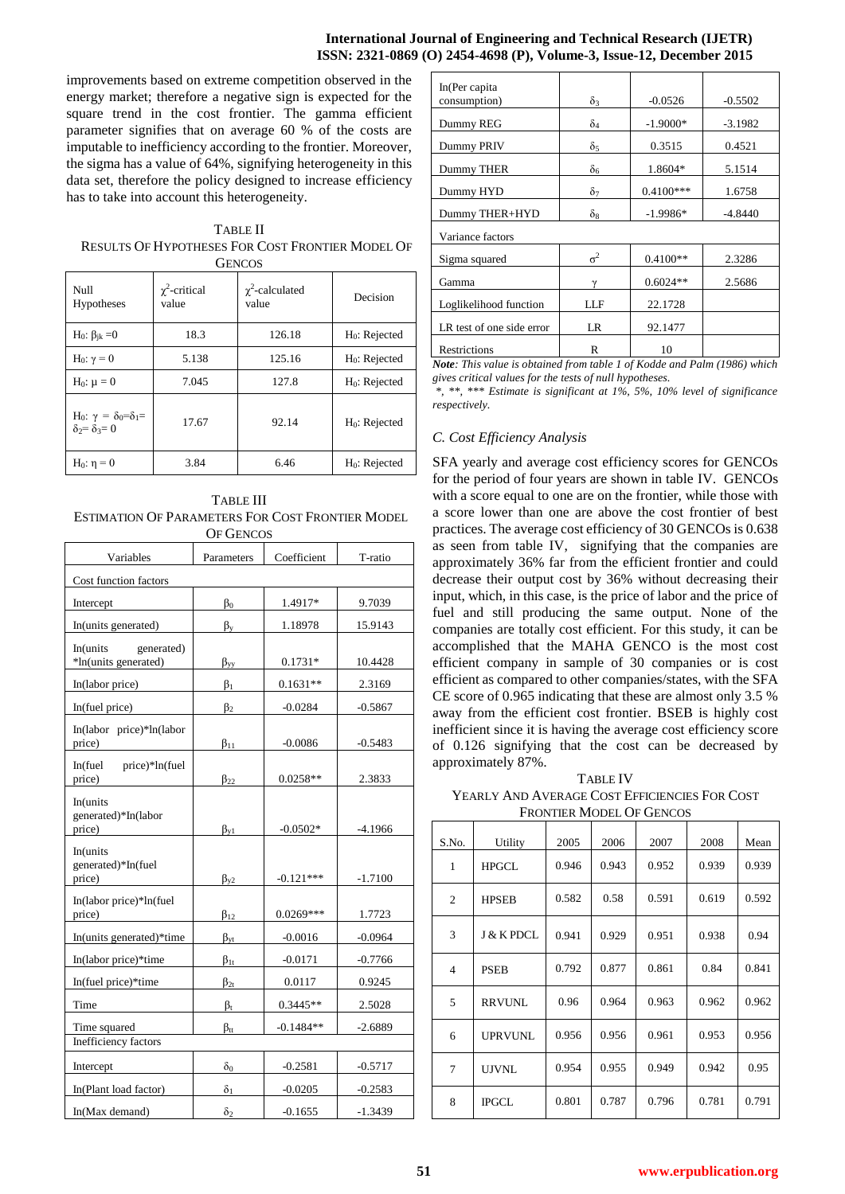improvements based on extreme competition observed in the energy market; therefore a negative sign is expected for the square trend in the cost frontier. The gamma efficient parameter signifies that on average 60 % of the costs are imputable to inefficiency according to the frontier. Moreover, the sigma has a value of 64%, signifying heterogeneity in this data set, therefore the policy designed to increase efficiency has to take into account this heterogeneity.

TABLE II
RESULTS OF HYPOTHESES FOR COST FRONTIER MODEL OF GENCOS

| Null Hypotheses | $\chi^2$-critical value | $\chi^2$-calculated value | Decision |
|---|---|---|---|
| $H_0$: $\beta_{jk} = 0$ | 18.3 | 126.18 | $H_0$: Rejected |
| $H_0$: $\gamma = 0$ | 5.138 | 125.16 | $H_0$: Rejected |
| $H_0$: $\mu = 0$ | 7.045 | 127.8 | $H_0$: Rejected |
| $H_0$: $\gamma = \delta_0 = \delta_1 = \delta_2 = \delta_3 = 0$ | 17.67 | 92.14 | $H_0$: Rejected |
| $H_0$: $\eta = 0$ | 3.84 | 6.46 | $H_0$: Rejected |

TABLE III
ESTIMATION OF PARAMETERS FOR COST FRONTIER MODEL OF GENCOS

| Variables | Parameters | Coefficient | T-ratio |
|---|---|---|---|
| Cost function factors | | | |
| Intercept | $\beta_0$ | 1.4917* | 9.7039 |
| In(units generated) | $\beta_y$ | 1.18978 | 15.9143 |
| In(units generated) *ln(units generated) | $\beta_{yy}$ | 0.1731* | 10.4428 |
| In(labor price) | $\beta_1$ | 0.1631** | 2.3169 |
| In(fuel price) | $\beta_2$ | -0.0284 | -0.5867 |
| In(labor price)*ln(labor price) | $\beta_{11}$ | -0.0086 | -0.5483 |
| In(fuel price)*ln(fuel price) | $\beta_{22}$ | 0.0258** | 2.3833 |
| In(units generated)*In(labor price) | $\beta_{y1}$ | -0.0502* | -4.1966 |
| In(units generated)*In(fuel price) | $\beta_{y2}$ | -0.121*** | -1.7100 |
| In(labor price)*ln(fuel price) | $\beta_{12}$ | 0.0269*** | 1.7723 |
| In(units generated)*time | $\beta_{yt}$ | -0.0016 | -0.0964 |
| In(labor price)*time | $\beta_{1t}$ | -0.0171 | -0.7766 |
| In(fuel price)*time | $\beta_{2t}$ | 0.0117 | 0.9245 |
| Time | $\beta_t$ | 0.3445** | 2.5028 |
| Time squared | $\beta_{tt}$ | -0.1484** | -2.6889 |
| Inefficiency factors | | | |
| Intercept | $\delta_0$ | -0.2581 | -0.5717 |
| In(Plant load factor) | $\delta_1$ | -0.0205 | -0.2583 |
| In(Max demand) | $\delta_2$ | -0.1655 | -1.3439 |
| In(Per capita consumption) | $\delta_3$ | -0.0526 | -0.5502 |
| Dummy REG | $\delta_4$ | -1.9000* | -3.1982 |
| Dummy PRIV | $\delta_5$ | 0.3515 | 0.4521 |
| Dummy THER | $\delta_6$ | 1.8604* | 5.1514 |
| Dummy HYD | $\delta_7$ | 0.4100*** | 1.6758 |
| Dummy THER+HYD | $\delta_8$ | -1.9986* | -4.8440 |
| Variance factors | | | |
| Sigma squared | $\sigma^2$ | 0.4100** | 2.3286 |
| Gamma | $\gamma$ | 0.6024** | 2.5686 |
| Loglikelihood function | LLF | 22.1728 | |
| LR test of one side error | LR | 92.1477 | |
| Restrictions | R | 10 | |

*Note: This value is obtained from table 1 of Kodde and Palm (1986) which gives critical values for the tests of null hypotheses.*
*\*, \*\*, \*\*\* Estimate is significant at 1%, 5%, 10% level of significance respectively.*

### C. Cost Efficiency Analysis

SFA yearly and average cost efficiency scores for GENCOs for the period of four years are shown in table IV. GENCOs with a score equal to one are on the frontier, while those with a score lower than one are above the cost frontier of best practices. The average cost efficiency of 30 GENCOs is 0.638 as seen from table IV, signifying that the companies are approximately 36% far from the efficient frontier and could decrease their output cost by 36% without decreasing their input, which, in this case, is the price of labor and the price of fuel and still producing the same output. None of the companies are totally cost efficient. For this study, it can be accomplished that the MAHA GENCO is the most cost efficient company in sample of 30 companies or is cost efficient as compared to other companies/states, with the SFA CE score of 0.965 indicating that these are almost only 3.5 % away from the efficient cost frontier. BSEB is highly cost inefficient since it is having the average cost efficiency score of 0.126 signifying that the cost can be decreased by approximately 87%.

TABLE IV
YEARLY AND AVERAGE COST EFFICIENCIES FOR COST FRONTIER MODEL OF GENCOS

| S.No. | Utility | 2005 | 2006 | 2007 | 2008 | Mean |
|---|---|---|---|---|---|---|
| 1 | HPGCL | 0.946 | 0.943 | 0.952 | 0.939 | 0.939 |
| 2 | HPSEB | 0.582 | 0.58 | 0.591 | 0.619 | 0.592 |
| 3 | J & K PDCL | 0.941 | 0.929 | 0.951 | 0.938 | 0.94 |
| 4 | PSEB | 0.792 | 0.877 | 0.861 | 0.84 | 0.841 |
| 5 | RRVUNL | 0.96 | 0.964 | 0.963 | 0.962 | 0.962 |
| 6 | UPRVUNL | 0.956 | 0.956 | 0.961 | 0.953 | 0.956 |
| 7 | UJVNL | 0.954 | 0.955 | 0.949 | 0.942 | 0.95 |
| 8 | IPGCL | 0.801 | 0.787 | 0.796 | 0.781 | 0.791 |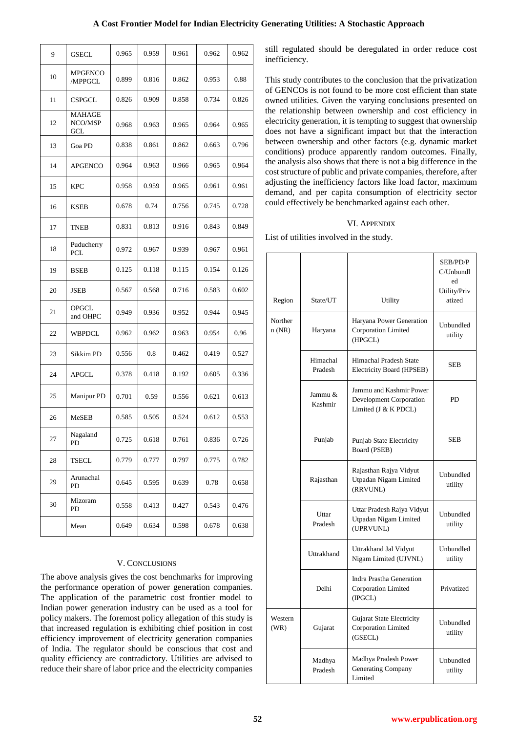| 9 | GSECL | 0.965 | 0.959 | 0.961 | 0.962 | 0.962 |
|---|---|---|---|---|---|---|
| 10 | MPGENCO /MPPGCL | 0.899 | 0.816 | 0.862 | 0.953 | 0.88 |
| 11 | CSPGCL | 0.826 | 0.909 | 0.858 | 0.734 | 0.826 |
| 12 | MAHAGE NCO/MSP GCL | 0.968 | 0.963 | 0.965 | 0.964 | 0.965 |
| 13 | Goa PD | 0.838 | 0.861 | 0.862 | 0.663 | 0.796 |
| 14 | APGENCO | 0.964 | 0.963 | 0.966 | 0.965 | 0.964 |
| 15 | KPC | 0.958 | 0.959 | 0.965 | 0.961 | 0.961 |
| 16 | KSEB | 0.678 | 0.74 | 0.756 | 0.745 | 0.728 |
| 17 | TNEB | 0.831 | 0.813 | 0.916 | 0.843 | 0.849 |
| 18 | Puducherry PCL | 0.972 | 0.967 | 0.939 | 0.967 | 0.961 |
| 19 | BSEB | 0.125 | 0.118 | 0.115 | 0.154 | 0.126 |
| 20 | JSEB | 0.567 | 0.568 | 0.716 | 0.583 | 0.602 |
| 21 | OPGCL and OHPC | 0.949 | 0.936 | 0.952 | 0.944 | 0.945 |
| 22 | WBPDCL | 0.962 | 0.962 | 0.963 | 0.954 | 0.96 |
| 23 | Sikkim PD | 0.556 | 0.8 | 0.462 | 0.419 | 0.527 |
| 24 | APGCL | 0.378 | 0.418 | 0.192 | 0.605 | 0.336 |
| 25 | Manipur PD | 0.701 | 0.59 | 0.556 | 0.621 | 0.613 |
| 26 | MeSEB | 0.585 | 0.505 | 0.524 | 0.612 | 0.553 |
| 27 | Nagaland PD | 0.725 | 0.618 | 0.761 | 0.836 | 0.726 |
| 28 | TSECL | 0.779 | 0.777 | 0.797 | 0.775 | 0.782 |
| 29 | Arunachal PD | 0.645 | 0.595 | 0.639 | 0.78 | 0.658 |
| 30 | Mizoram PD | 0.558 | 0.413 | 0.427 | 0.543 | 0.476 |
| | Mean | 0.649 | 0.634 | 0.598 | 0.678 | 0.638 |

## V. Conclusions

The above analysis gives the cost benchmarks for improving the performance operation of power generation companies. The application of the parametric cost frontier model to Indian power generation industry can be used as a tool for policy makers. The foremost policy allegation of this study is that increased regulation is exhibiting chief position in cost efficiency improvement of electricity generation companies of India. The regulator should be conscious that cost and quality efficiency are contradictory. Utilities are advised to reduce their share of labor price and the electricity companies still regulated should be deregulated in order reduce cost inefficiency.

This study contributes to the conclusion that the privatization of GENCOs is not found to be more cost efficient than state owned utilities. Given the varying conclusions presented on the relationship between ownership and cost efficiency in electricity generation, it is tempting to suggest that ownership does not have a significant impact but that the interaction between ownership and other factors (e.g. dynamic market conditions) produce apparently random outcomes. Finally, the analysis also shows that there is not a big difference in the cost structure of public and private companies, therefore, after adjusting the inefficiency factors like load factor, maximum demand, and per capita consumption of electricity sector could effectively be benchmarked against each other.

## VI. Appendix

List of utilities involved in the study.

| Region | State/UT | Utility | SEB/PD/PC/Unbundled Utility/Privatized |
|---|---|---|---|
| Northern (NR) | Haryana | Haryana Power Generation Corporation Limited (HPGCL) | Unbundled utility |
| | Himachal Pradesh | Himachal Pradesh State Electricity Board (HPSEB) | SEB |
| | Jammu & Kashmir | Jammu and Kashmir Power Development Corporation Limited (J & K PDCL) | PD |
| | Punjab | Punjab State Electricity Board (PSEB) | SEB |
| | Rajasthan | Rajasthan Rajya Vidyut Utpadan Nigam Limited (RRVUNL) | Unbundled utility |
| | Uttar Pradesh | Uttar Pradesh Rajya Vidyut Utpadan Nigam Limited (UPRVUNL) | Unbundled utility |
| | Uttrakhand | Uttrakhand Jal Vidyut Nigam Limited (UJVNL) | Unbundled utility |
| | Delhi | Indra Prastha Generation Corporation Limited (IPGCL) | Privatized |
| Western (WR) | Gujarat | Gujarat State Electricity Corporation Limited (GSECL) | Unbundled utility |
| | Madhya Pradesh | Madhya Pradesh Power Generating Company Limited | Unbundled utility |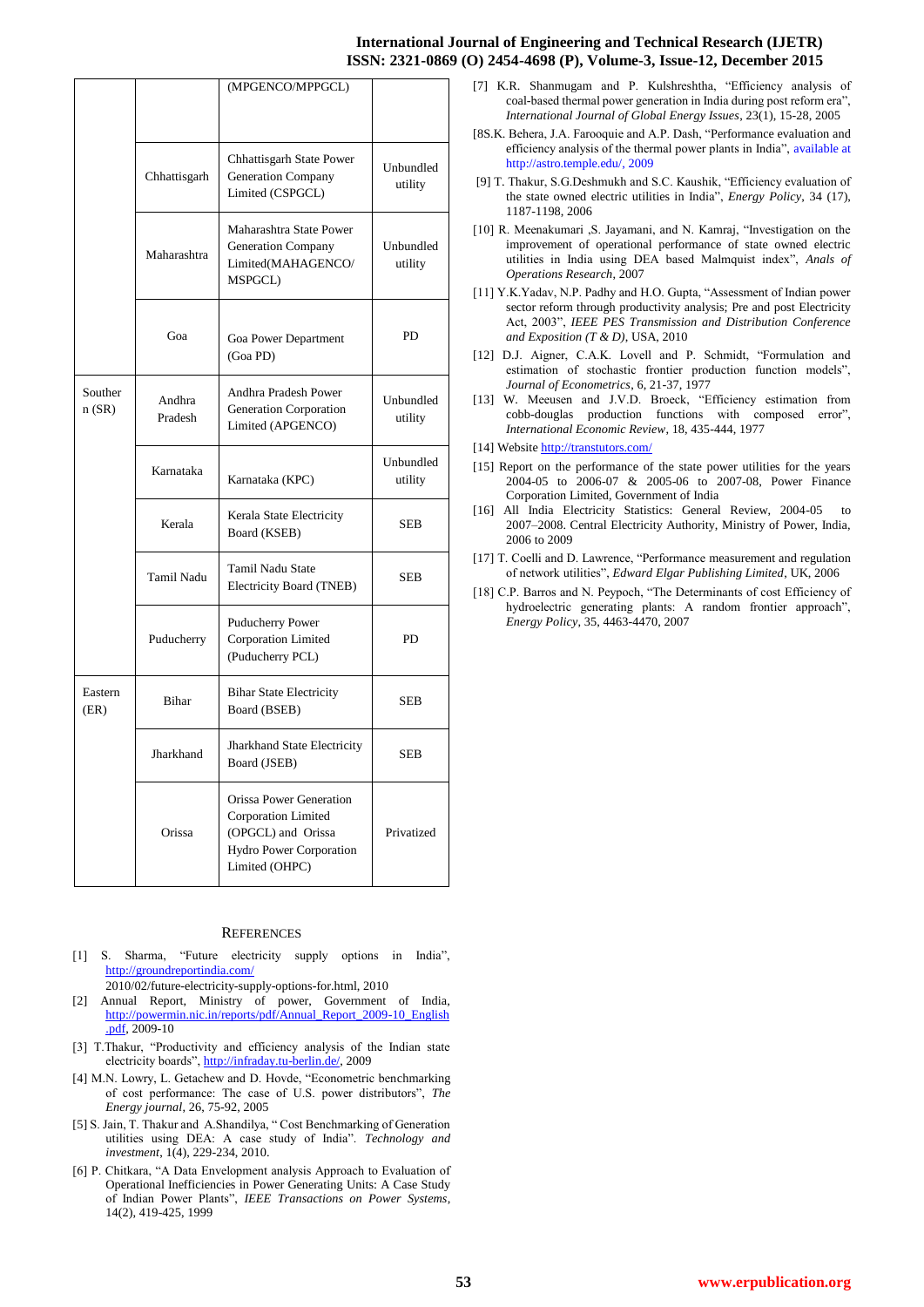| | | | |
|---|---|---|---|
| | | (MPGENCO/MPPGCL) | |
| | Chhattisgarh | Chhattisgarh State Power Generation Company Limited (CSPGCL) | Unbundled utility |
| | Maharashtra | Maharashtra State Power Generation Company Limited(MAHAGENCO/ MSPGCL) | Unbundled utility |
| | Goa | Goa Power Department (Goa PD) | PD |
| Southern (SR) | Andhra Pradesh | Andhra Pradesh Power Generation Corporation Limited (APGENCO) | Unbundled utility |
| | Karnataka | Karnataka (KPC) | Unbundled utility |
| | Kerala | Kerala State Electricity Board (KSEB) | SEB |
| | Tamil Nadu | Tamil Nadu State Electricity Board (TNEB) | SEB |
| | Puducherry | Puducherry Power Corporation Limited (Puducherry PCL) | PD |
| Eastern (ER) | Bihar | Bihar State Electricity Board (BSEB) | SEB |
| | Jharkhand | Jharkhand State Electricity Board (JSEB) | SEB |
| | Orissa | Orissa Power Generation Corporation Limited (OPGCL) and Orissa Hydro Power Corporation Limited (OHPC) | Privatized |

## REFERENCES

[1] S. Sharma, "Future electricity supply options in India", http://groundreportindia.com/2010/02/future-electricity-supply-options-for.html, 2010

[2] Annual Report, Ministry of power, Government of India, http://powermin.nic.in/reports/pdf/Annual_Report_2009-10_English.pdf, 2009-10

[3] T.Thakur, "Productivity and efficiency analysis of the Indian state electricity boards", http://infraday.tu-berlin.de/, 2009

[4] M.N. Lowry, L. Getachew and D. Hovde, "Econometric benchmarking of cost performance: The case of U.S. power distributors", *The Energy journal*, 26, 75-92, 2005

[5] S. Jain, T. Thakur and A.Shandilya, " Cost Benchmarking of Generation utilities using DEA: A case study of India". *Technology and investment*, 1(4), 229-234, 2010.

[6] P. Chitkara, "A Data Envelopment analysis Approach to Evaluation of Operational Inefficiencies in Power Generating Units: A Case Study of Indian Power Plants", *IEEE Transactions on Power Systems*, 14(2), 419-425, 1999

[7] K.R. Shanmugam and P. Kulshreshtha, "Efficiency analysis of coal-based thermal power generation in India during post reform era", *International Journal of Global Energy Issues*, 23(1), 15-28, 2005

[8S.K. Behera, J.A. Farooquie and A.P. Dash, "Performance evaluation and efficiency analysis of the thermal power plants in India", available at http://astro.temple.edu/, 2009

[9] T. Thakur, S.G.Deshmukh and S.C. Kaushik, "Efficiency evaluation of the state owned electric utilities in India", *Energy Policy*, 34 (17), 1187-1198, 2006

[10] R. Meenakumari ,S. Jayamani, and N. Kamraj, "Investigation on the improvement of operational performance of state owned electric utilities in India using DEA based Malmquist index", *Anals of Operations Research*, 2007

[11] Y.K.Yadav, N.P. Padhy and H.O. Gupta, "Assessment of Indian power sector reform through productivity analysis; Pre and post Electricity Act, 2003", *IEEE PES Transmission and Distribution Conference and Exposition (T & D)*, USA, 2010

[12] D.J. Aigner, C.A.K. Lovell and P. Schmidt, "Formulation and estimation of stochastic frontier production function models", *Journal of Econometrics*, 6, 21-37, 1977

[13] W. Meeusen and J.V.D. Broeck, "Efficiency estimation from cobb-douglas production functions with composed error", *International Economic Review*, 18, 435-444, 1977

[14] Website http://transtutors.com/

[15] Report on the performance of the state power utilities for the years 2004-05 to 2006-07 & 2005-06 to 2007-08, Power Finance Corporation Limited, Government of India

[16] All India Electricity Statistics: General Review, 2004-05 to 2007–2008. Central Electricity Authority, Ministry of Power, India, 2006 to 2009

[17] T. Coelli and D. Lawrence, "Performance measurement and regulation of network utilities", *Edward Elgar Publishing Limited*, UK, 2006

[18] C.P. Barros and N. Peypoch, "The Determinants of cost Efficiency of hydroelectric generating plants: A random frontier approach", *Energy Policy*, 35, 4463-4470, 2007